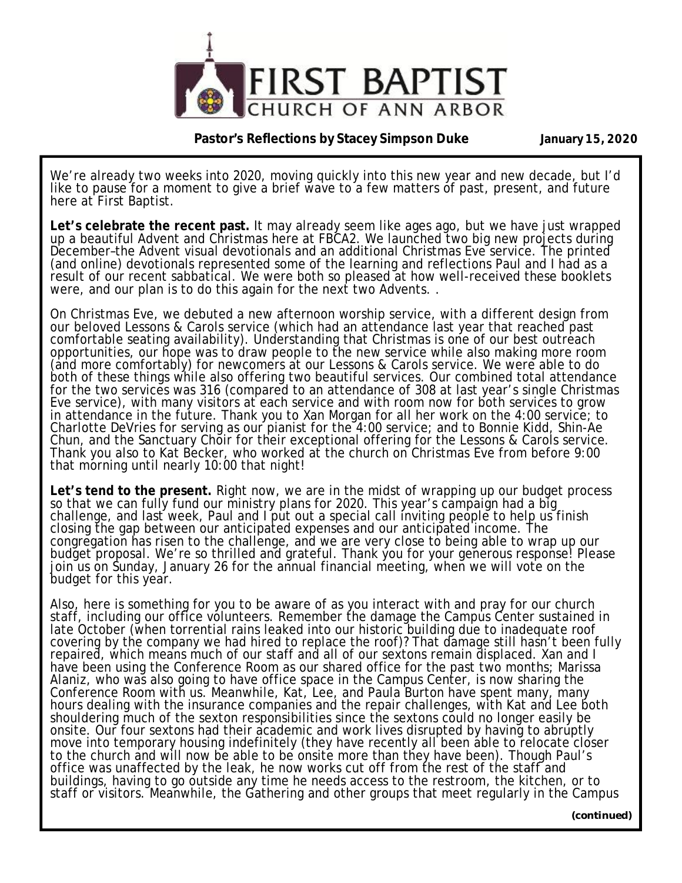# FIRST BAPTIST CHURCH OF ANN ARBOR

**Pastor's Reflections by Stacey Simpson Duke** **January 15, 2020**

We're already two weeks into 2020, moving quickly into this new year and new decade, but I'd like to pause for a moment to give a brief wave to a few matters of past, present, and future here at First Baptist.

**Let's celebrate the recent past.** It may already seem like ages ago, but we have just wrapped up a beautiful Advent and Christmas here at FBCA2. We launched two big new projects during December–the Advent visual devotionals and an additional Christmas Eve service. The printed (and online) devotionals represented some of the learning and reflections Paul and I had as a result of our recent sabbatical. We were both so pleased at how well-received these booklets were, and our plan is to do this again for the next two Advents. .

On Christmas Eve, we debuted a new afternoon worship service, with a different design from our beloved Lessons & Carols service (which had an attendance last year that reached past comfortable seating availability). Understanding that Christmas is one of our best outreach opportunities, our hope was to draw people to the new service while also making more room (and more comfortably) for newcomers at our Lessons & Carols service. We were able to do both of these things while also offering two beautiful services. Our combined total attendance for the two services was 316 (compared to an attendance of 308 at last year's single Christmas Eve service), with many visitors at each service and with room now for both services to grow in attendance in the future. Thank you to Xan Morgan for all her work on the 4:00 service; to Charlotte DeVries for serving as our pianist for the 4:00 service; and to Bonnie Kidd, Shin-Ae Chun, and the Sanctuary Choir for their exceptional offering for the Lessons & Carols service. Thank you also to Kat Becker, who worked at the church on Christmas Eve from before 9:00 that morning until nearly 10:00 that night!

**Let's tend to the present.** Right now, we are in the midst of wrapping up our budget process so that we can fully fund our ministry plans for 2020. This year's campaign had a big challenge, and last week, Paul and I put out a special call inviting people to help us finish closing the gap between our anticipated expenses and our anticipated income. The congregation has risen to the challenge, and we are very close to being able to wrap up our budget proposal. We're so thrilled and grateful. Thank you for your generous response! Please join us on Sunday, January 26 for the annual financial meeting, when we will vote on the budget for this year.

Also, here is something for you to be aware of as you interact with and pray for our church staff, including our office volunteers. Remember the damage the Campus Center sustained in late October (when torrential rains leaked into our historic building due to inadequate roof covering by the company we had hired to replace the roof)? That damage still hasn't been fully repaired, which means much of our staff and all of our sextons remain displaced. Xan and I have been using the Conference Room as our shared office for the past two months; Marissa Alaniz, who was also going to have office space in the Campus Center, is now sharing the Conference Room with us. Meanwhile, Kat, Lee, and Paula Burton have spent many, many hours dealing with the insurance companies and the repair challenges, with Kat and Lee both shouldering much of the sexton responsibilities since the sextons could no longer easily be onsite. Our four sextons had their academic and work lives disrupted by having to abruptly move into temporary housing indefinitely (they have recently all been able to relocate closer to the church and will now be able to be onsite more than they have been). Though Paul's office was unaffected by the leak, he now works cut off from the rest of the staff and buildings, having to go outside any time he needs access to the restroom, the kitchen, or to staff or visitors. Meanwhile, the Gathering and other groups that meet regularly in the Campus

*(continued)*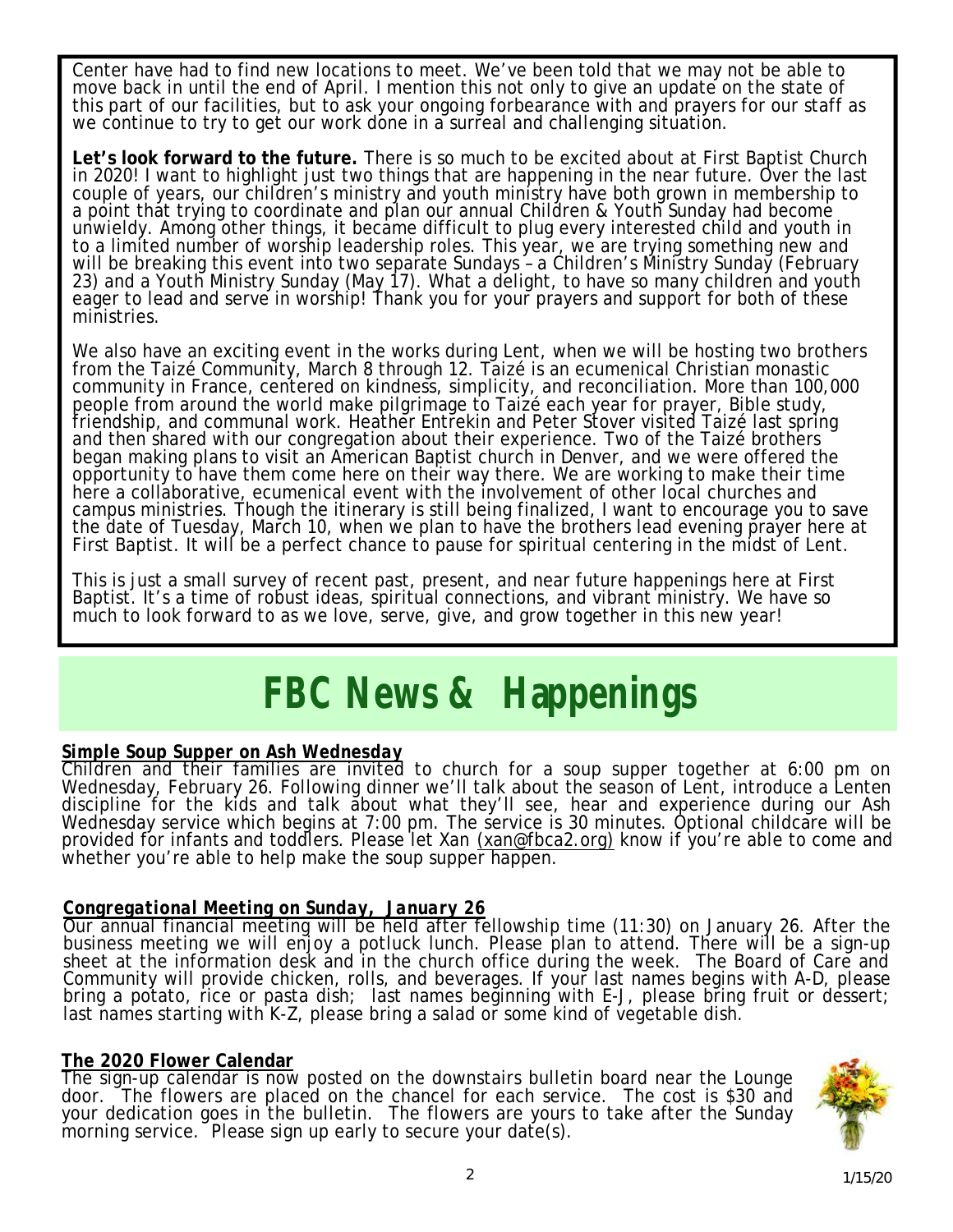Center have had to find new locations to meet. We've been told that we may not be able to move back in until the end of April. I mention this not only to give an update on the state of this part of our facilities, but to ask your ongoing forbearance with and prayers for our staff as we continue to try to get our work done in a surreal and challenging situation.

**Let's look forward to the future.** There is so much to be excited about at First Baptist Church in 2020! I want to highlight just two things that are happening in the near future. Over the last couple of years, our children's ministry and youth ministry have both grown in membership to a point that trying to coordinate and plan our annual Children & Youth Sunday had become unwieldy. Among other things, it became difficult to plug every interested child and youth in to a limited number of worship leadership roles. This year, we are trying something new and will be breaking this event into two separate Sundays – a Children's Ministry Sunday (February 23) and a Youth Ministry Sunday (May 17). What a delight, to have so many children and youth eager to lead and serve in worship! Thank you for your prayers and support for both of these ministries.

We also have an exciting event in the works during Lent, when we will be hosting two brothers from the Taizé Community, March 8 through 12. Taizé is an ecumenical Christian monastic community in France, centered on kindness, simplicity, and reconciliation. More than 100,000 people from around the world make pilgrimage to Taizé each year for prayer, Bible study, friendship, and communal work. Heather Entrekin and Peter Stover visited Taizé last spring and then shared with our congregation about their experience. Two of the Taizé brothers began making plans to visit an American Baptist church in Denver, and we were offered the opportunity to have them come here on their way there. We are working to make their time here a collaborative, ecumenical event with the involvement of other local churches and campus ministries. Though the itinerary is still being finalized, I want to encourage you to save the date of Tuesday, March 10, when we plan to have the brothers lead evening prayer here at First Baptist. It will be a perfect chance to pause for spiritual centering in the midst of Lent.

This is just a small survey of recent past, present, and near future happenings here at First Baptist. It's a time of robust ideas, spiritual connections, and vibrant ministry. We have so much to look forward to as we love, serve, give, and grow together in this new year!

# FBC News & Happenings

**_Simple Soup Supper on Ash Wednesday_**

Children and their families are invited to church for a soup supper together at 6:00 pm on Wednesday, February 26. Following dinner we'll talk about the season of Lent, introduce a Lenten discipline for the kids and talk about what they'll see, hear and experience during our Ash Wednesday service which begins at 7:00 pm. The service is 30 minutes. Optional childcare will be provided for infants and toddlers. Please let Xan (xan@fbca2.org) know if you're able to come and whether you're able to help make the soup supper happen.

**_Congregational Meeting on Sunday, January 26_**

Our annual financial meeting will be held after fellowship time (11:30) on January 26. After the business meeting we will enjoy a potluck lunch. Please plan to attend. There will be a sign-up sheet at the information desk and in the church office during the week. The Board of Care and Community will provide chicken, rolls, and beverages. If your last names begins with A-D, please bring a potato, rice or pasta dish; last names beginning with E-J, please bring fruit or dessert; last names starting with K-Z, please bring a salad or some kind of vegetable dish.

**The 2020 Flower Calendar**

The sign-up calendar is now posted on the downstairs bulletin board near the Lounge door. The flowers are placed on the chancel for each service. The cost is $30 and your dedication goes in the bulletin. The flowers are yours to take after the Sunday morning service. Please sign up early to secure your date(s).

1/15/20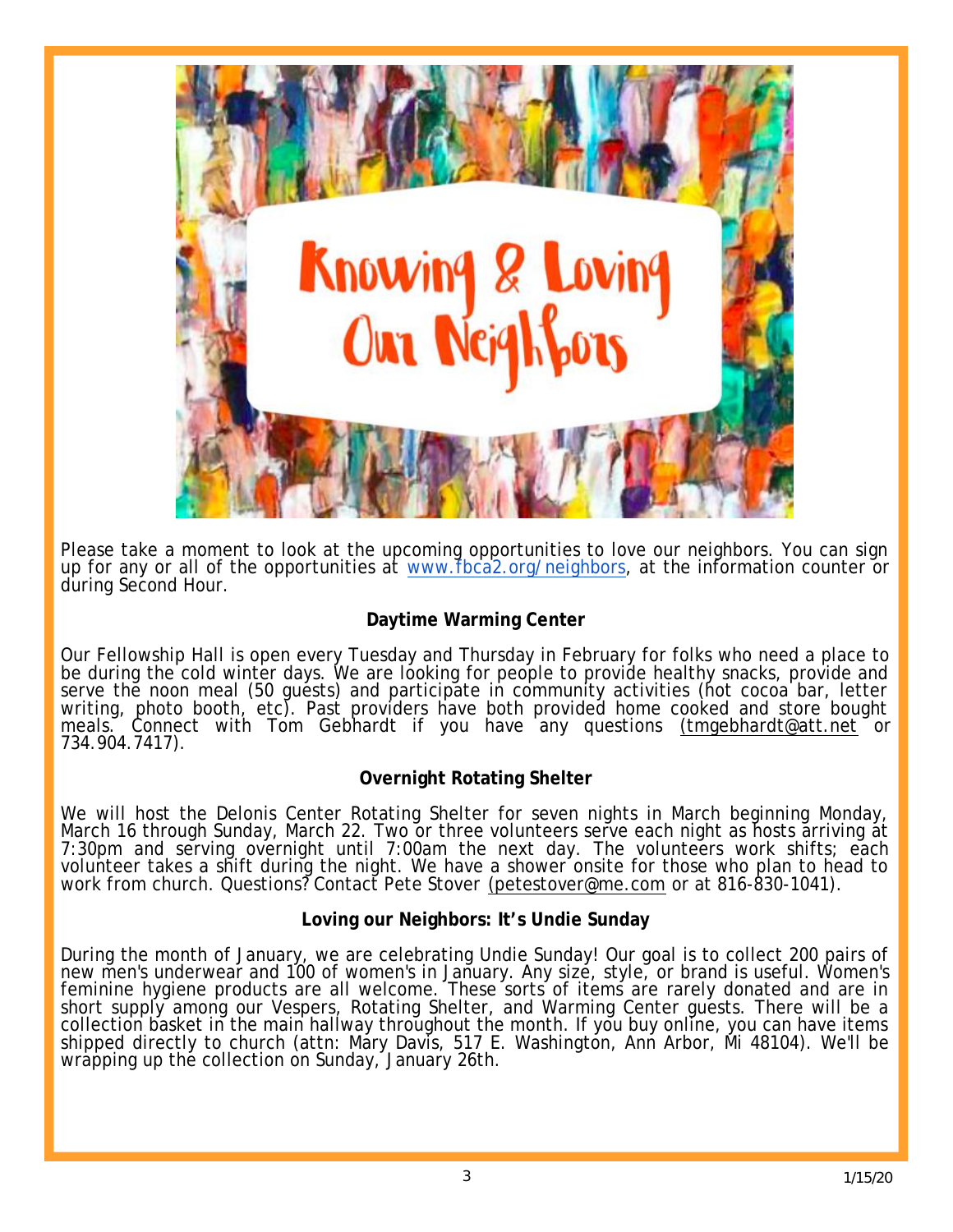# Knowing & Loving Our Neighbors

Please take a moment to look at the upcoming opportunities to love our neighbors. You can sign up for any or all of the opportunities at www.fbca2.org/neighbors, at the information counter or during Second Hour.

## Daytime Warming Center

Our Fellowship Hall is open every Tuesday and Thursday in February for folks who need a place to be during the cold winter days. We are looking for people to provide healthy snacks, provide and serve the noon meal (50 guests) and participate in community activities (hot cocoa bar, letter writing, photo booth, etc). Past providers have both provided home cooked and store bought meals. Connect with Tom Gebhardt if you have any questions (tmgebhardt@att.net or 734.904.7417).

## Overnight Rotating Shelter

We will host the Delonis Center Rotating Shelter for seven nights in March beginning Monday, March 16 through Sunday, March 22. Two or three volunteers serve each night as hosts arriving at 7:30pm and serving overnight until 7:00am the next day. The volunteers work shifts; each volunteer takes a shift during the night. We have a shower onsite for those who plan to head to work from church. Questions? Contact Pete Stover (petestover@me.com or at 816-830-1041).

## Loving our Neighbors: It's Undie Sunday

During the month of January, we are celebrating Undie Sunday! Our goal is to collect 200 pairs of new men's underwear and 100 of women's in January. Any size, style, or brand is useful. Women's feminine hygiene products are all welcome. These sorts of items are rarely donated and are in short supply among our Vespers, Rotating Shelter, and Warming Center guests. There will be a collection basket in the main hallway throughout the month. If you buy online, you can have items shipped directly to church (attn: Mary Davis, 517 E. Washington, Ann Arbor, Mi 48104). We'll be wrapping up the collection on Sunday, January 26th.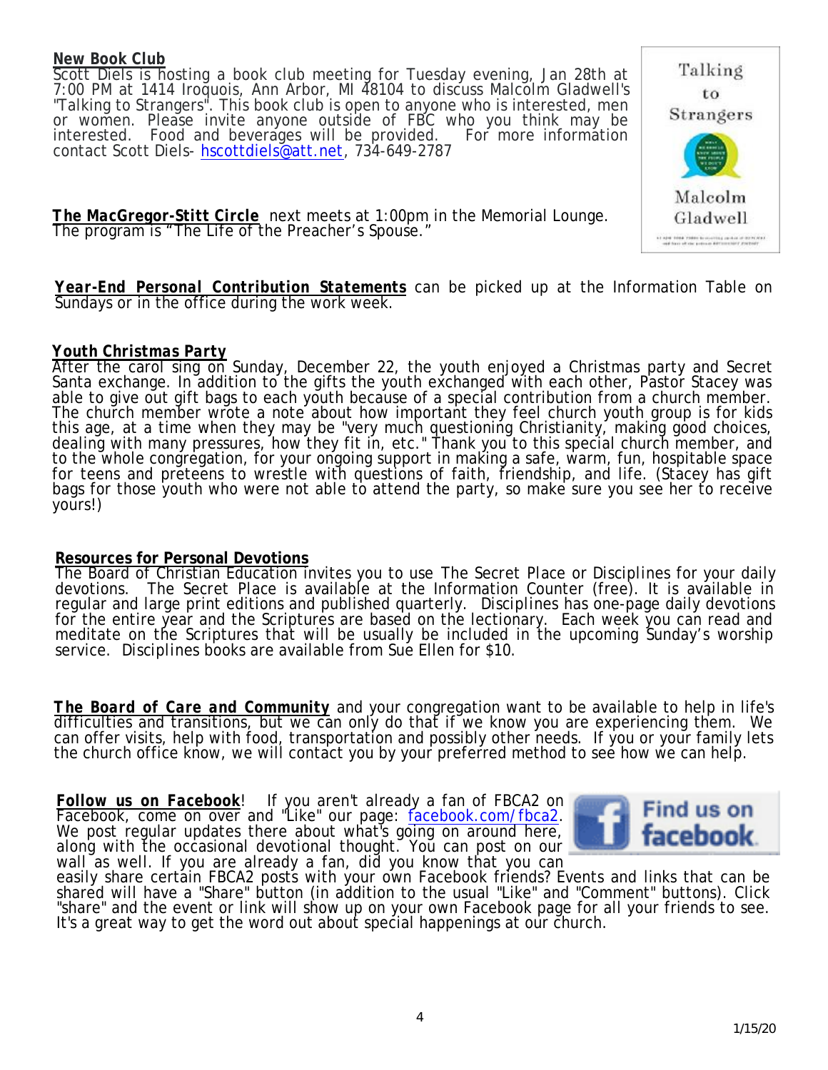**New Book Club**

Scott Diels is hosting a book club meeting for Tuesday evening, Jan 28th at 7:00 PM at 1414 Iroquois, Ann Arbor, MI 48104 to discuss Malcolm Gladwell's "Talking to Strangers". This book club is open to anyone who is interested, men or women. Please invite anyone outside of FBC who you think may be interested. Food and beverages will be provided. For more information contact Scott Diels- hscottdiels@att.net, 734-649-2787

**The MacGregor-Stitt Circle** next meets at 1:00pm in the Memorial Lounge. The program is "The Life of the Preacher's Spouse."

***Year-End Personal Contribution Statements*** can be picked up at the Information Table on Sundays or in the office during the work week.

***Youth Christmas Party***

After the carol sing on Sunday, December 22, the youth enjoyed a Christmas party and Secret Santa exchange. In addition to the gifts the youth exchanged with each other, Pastor Stacey was able to give out gift bags to each youth because of a special contribution from a church member. The church member wrote a note about how important they feel church youth group is for kids this age, at a time when they may be "very much questioning Christianity, making good choices, dealing with many pressures, how they fit in, etc." Thank you to this special church member, and to the whole congregation, for your ongoing support in making a safe, warm, fun, hospitable space for teens and preteens to wrestle with questions of faith, friendship, and life. (Stacey has gift bags for those youth who were not able to attend the party, so make sure you see her to receive yours!)

**Resources for Personal Devotions**

The Board of Christian Education invites you to use The Secret Place or Disciplines for your daily devotions. The Secret Place is available at the Information Counter (free). It is available in regular and large print editions and published quarterly. *Disciplines* has one-page daily devotions for the entire year and the Scriptures are based on the lectionary. Each week you can read and meditate on the Scriptures that will be usually be included in the upcoming Sunday's worship service. *Disciplines* books are available from Sue Ellen for $10.

**The Board of Care and Community** and your congregation want to be available to help in life's difficulties and transitions, but we can only do that if we know you are experiencing them. We can offer visits, help with food, transportation and possibly other needs. If you or your family lets the church office know, we will contact you by your preferred method to see how we can help.

**Follow us on Facebook**! If you aren't already a fan of FBCA2 on Facebook, come on over and "Like" our page: facebook.com/fbca2. We post regular updates there about what's going on around here, along with the occasional devotional thought. You can post on our wall as well. If you are already a fan, did you know that you can easily share certain FBCA2 posts with your own Facebook friends? Events and links that can be shared will have a "Share" button (in addition to the usual "Like" and "Comment" buttons). Click "share" and the event or link will show up on your own Facebook page for all your friends to see. It's a great way to get the word out about special happenings at our church.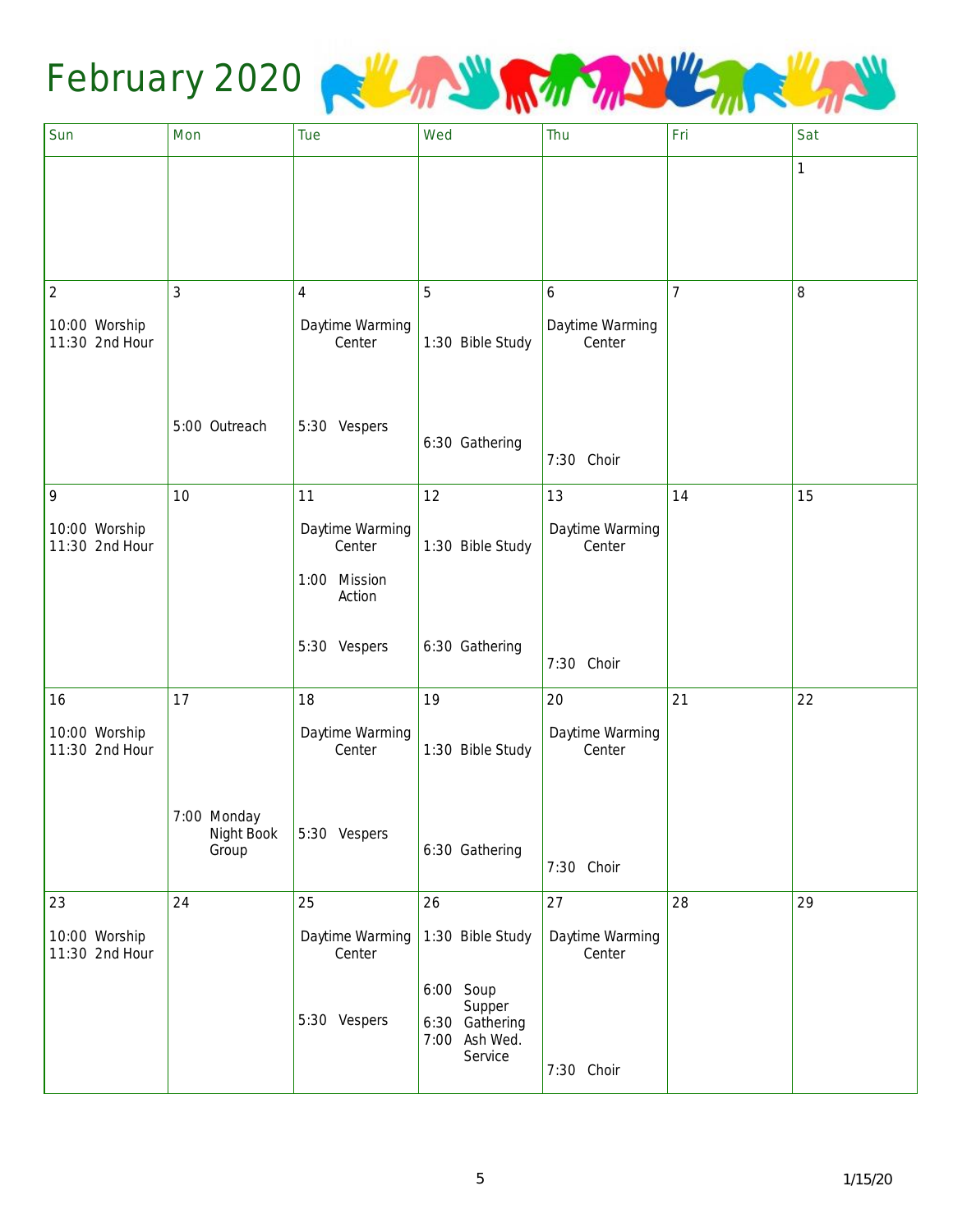# February 2020

| Sun | Mon | Tue | Wed | Thu | Fri | Sat |
|---|---|---|---|---|---|---|
| | | | | | | 1 |
| 2<br>10:00 Worship<br>11:30 2nd Hour | 3<br>5:00 Outreach | 4<br>Daytime Warming Center<br>5:30 Vespers | 5<br>1:30 Bible Study<br>6:30 Gathering | 6<br>Daytime Warming Center<br>7:30 Choir | 7 | 8 |
| 9<br>10:00 Worship<br>11:30 2nd Hour | 10 | 11<br>Daytime Warming Center<br>1:00 Mission Action<br>5:30 Vespers | 12<br>1:30 Bible Study<br>6:30 Gathering | 13<br>Daytime Warming Center<br>7:30 Choir | 14 | 15 |
| 16<br>10:00 Worship<br>11:30 2nd Hour | 17<br>7:00 Monday Night Book Group | 18<br>Daytime Warming Center<br>5:30 Vespers | 19<br>1:30 Bible Study<br>6:30 Gathering | 20<br>Daytime Warming Center<br>7:30 Choir | 21 | 22 |
| 23<br>10:00 Worship<br>11:30 2nd Hour | 24 | 25<br>Daytime Warming Center<br>5:30 Vespers | 26<br>1:30 Bible Study<br>6:00 Soup Supper<br>6:30 Gathering<br>7:00 Ash Wed. Service | 27<br>Daytime Warming Center<br>7:30 Choir | 28 | 29 |

1/15/20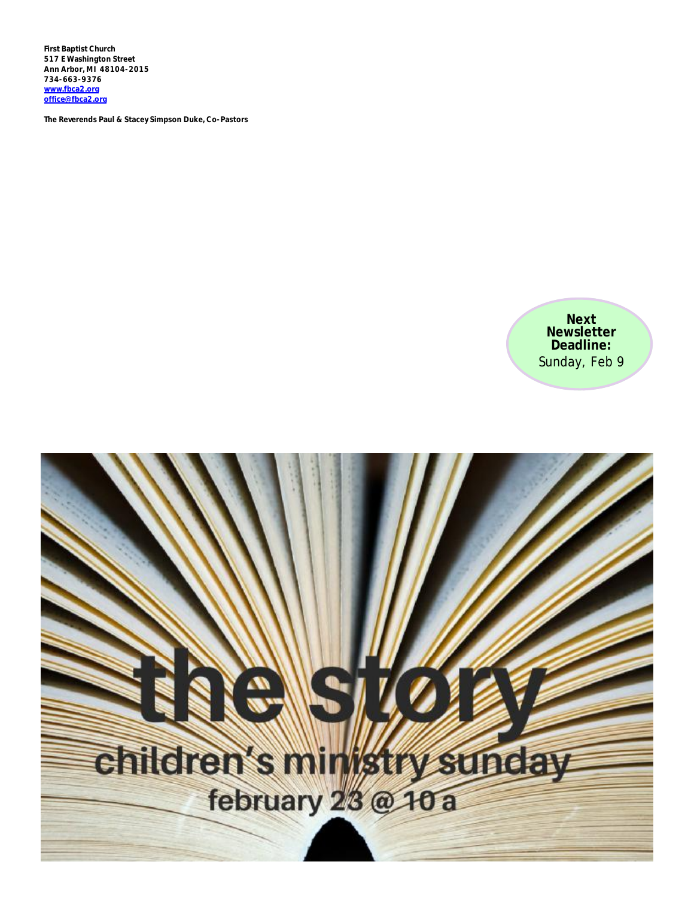**First Baptist Church**
**517 E Washington Street**
**Ann Arbor, MI 48104-2015**
**734-663-9376**
**[www.fbca2.org](http://www.fbca2.org)**
**[office@fbca2.org](mailto:office@fbca2.org)**

**The Reverends Paul & Stacey Simpson Duke, Co-Pastors**

**Next Newsletter Deadline:**
Sunday, Feb 9

# the story

## children's ministry sunday

### february 23 @ 10 a